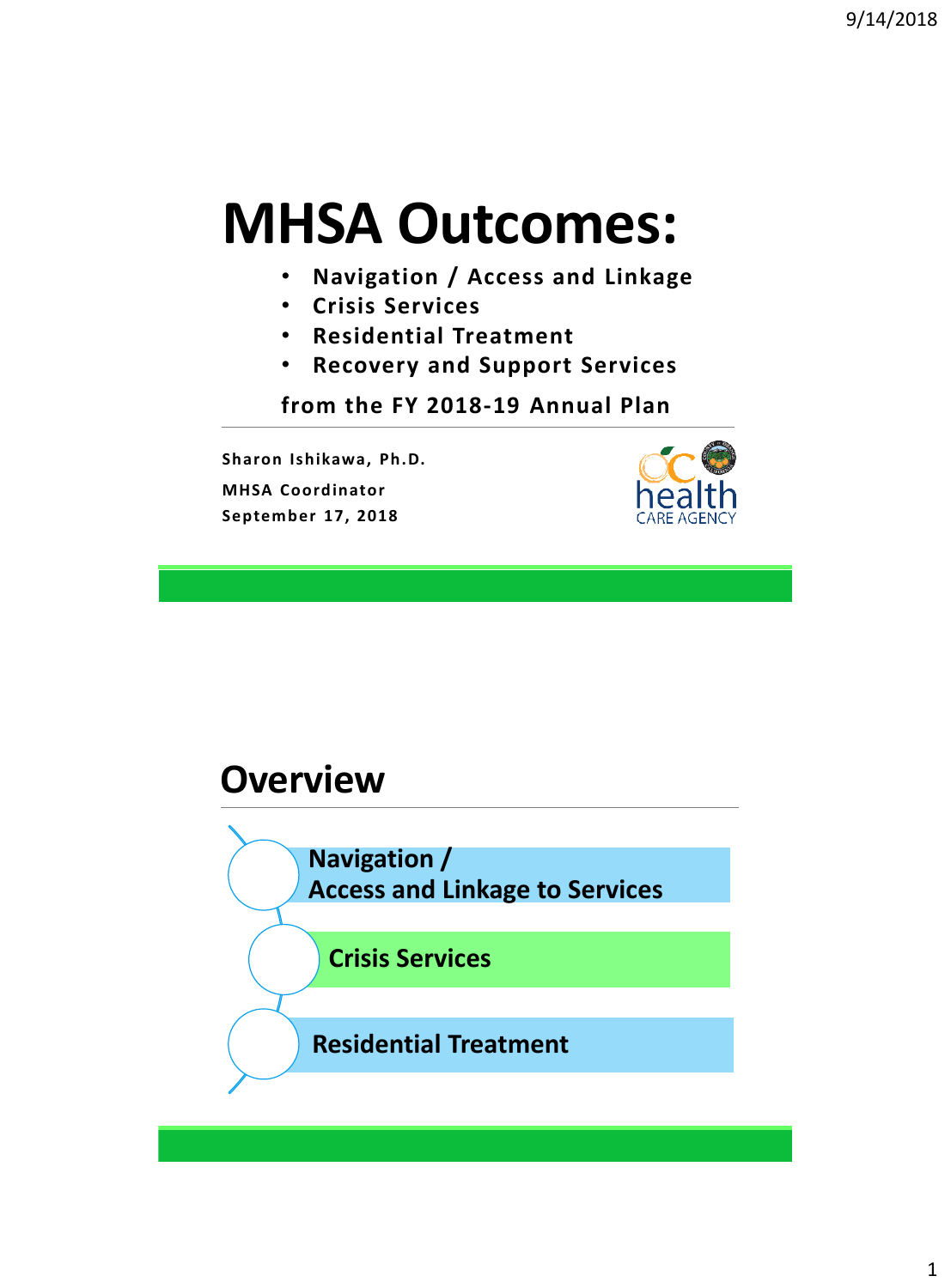# MHSA Outcomes:

- Navigation / Access and Linkage
- Crisis Services
- Residential Treatment
- Recovery and Support Services

**from the FY 2018-19 Annual Plan**

**Sharon Ishikawa, Ph.D.**

**MHSA Coordinator**

**September 17, 2018**

OC health CARE AGENCY

## Overview

- **Navigation / Access and Linkage to Services**
- **Crisis Services**
- **Residential Treatment**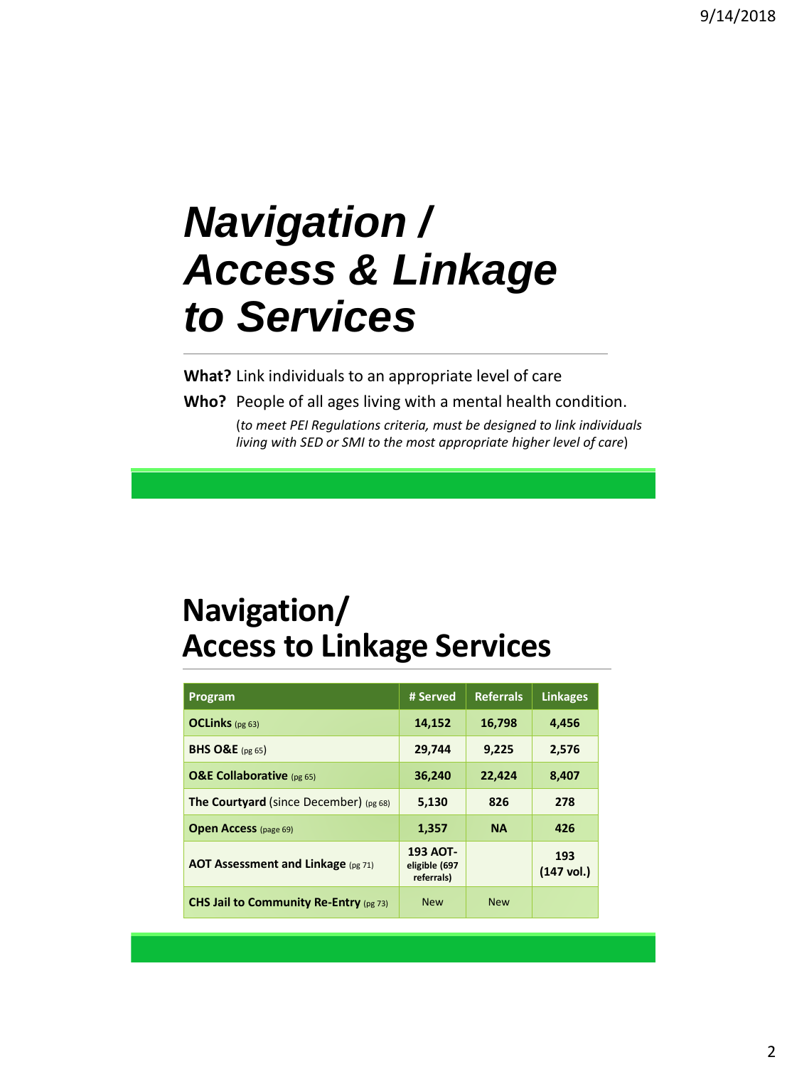# *Navigation / Access & Linkage to Services*

**What?** Link individuals to an appropriate level of care

**Who?** People of all ages living with a mental health condition.

(*to meet PEI Regulations criteria, must be designed to link individuals living with SED or SMI to the most appropriate higher level of care*)

# Navigation/ Access to Linkage Services

| Program | # Served | Referrals | Linkages |
|---|---|---|---|
| **OCLinks** (pg 63) | **14,152** | **16,798** | **4,456** |
| **BHS O&E** (pg 65) | **29,744** | **9,225** | **2,576** |
| **O&E Collaborative** (pg 65) | **36,240** | **22,424** | **8,407** |
| **The Courtyard** (since December) (pg 68) | **5,130** | **826** | **278** |
| **Open Access** (page 69) | **1,357** | **NA** | **426** |
| **AOT Assessment and Linkage** (pg 71) | **193 AOT-eligible (697 referrals)** | | **193 (147 vol.)** |
| **CHS Jail to Community Re-Entry** (pg 73) | New | New | |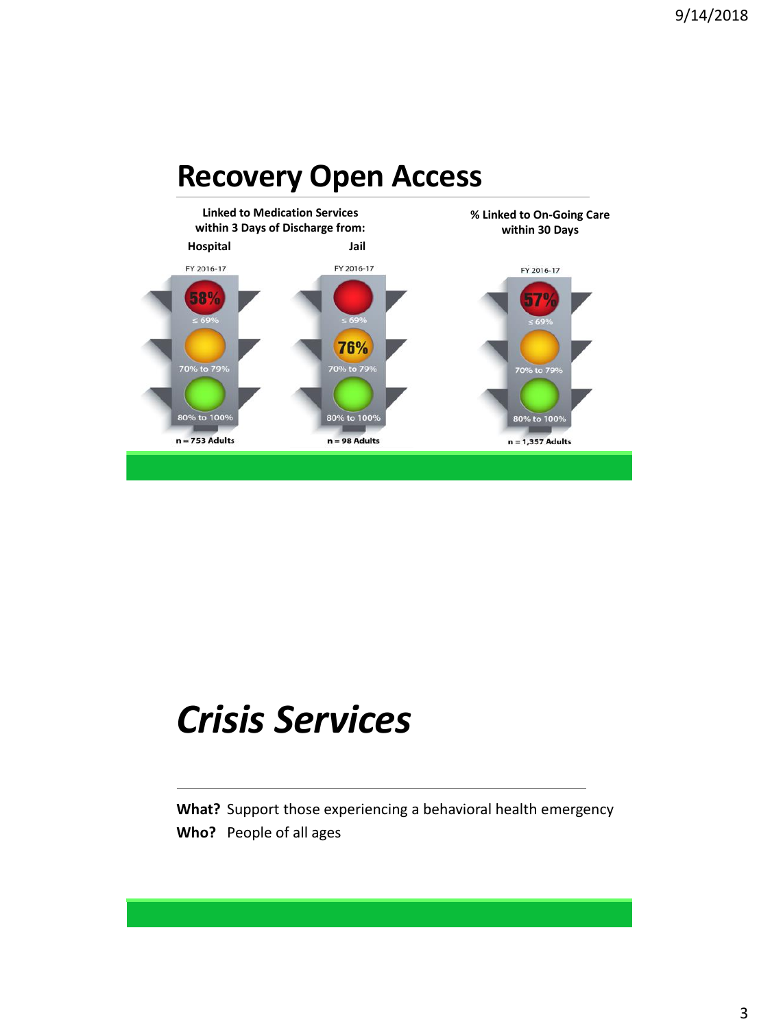# Recovery Open Access

**Linked to Medication Services within 3 Days of Discharge from:**

**Hospital** | **Jail**

**% Linked to On-Going Care within 30 Days**

| | Hospital | Jail | On-Going Care within 30 Days |
|---|---|---|---|
| | FY 2016-17 | FY 2016-17 | FY 2016-17 |
| ≤ 69% | 58% | | 57% |
| 70% to 79% | | 76% | |
| 80% to 100% | | | |
| | n = 753 Adults | n = 98 Adults | n = 1,357 Adults |

# *Crisis Services*

**What?** Support those experiencing a behavioral health emergency

**Who?** People of all ages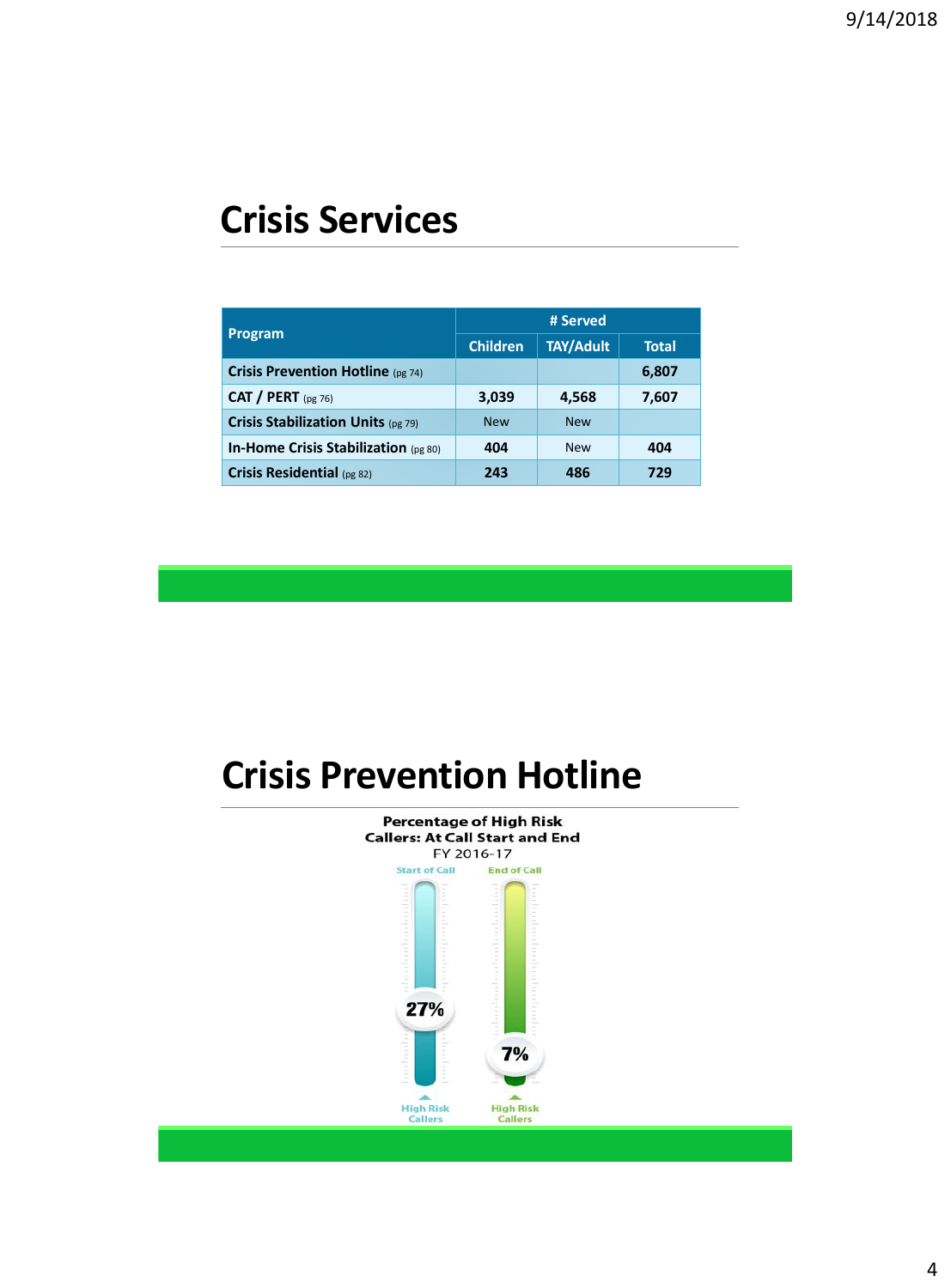# Crisis Services

| Program | # Served | | |
|---|---|---|---|
| | Children | TAY/Adult | Total |
| Crisis Prevention Hotline (pg 74) | | | 6,807 |
| CAT / PERT (pg 76) | 3,039 | 4,568 | 7,607 |
| Crisis Stabilization Units (pg 79) | New | New | |
| In-Home Crisis Stabilization (pg 80) | 404 | New | 404 |
| Crisis Residential (pg 82) | 243 | 486 | 729 |

# Crisis Prevention Hotline

**Percentage of High Risk Callers: At Call Start and End**
FY 2016-17

Start of Call: 27% High Risk Callers

End of Call: 7% High Risk Callers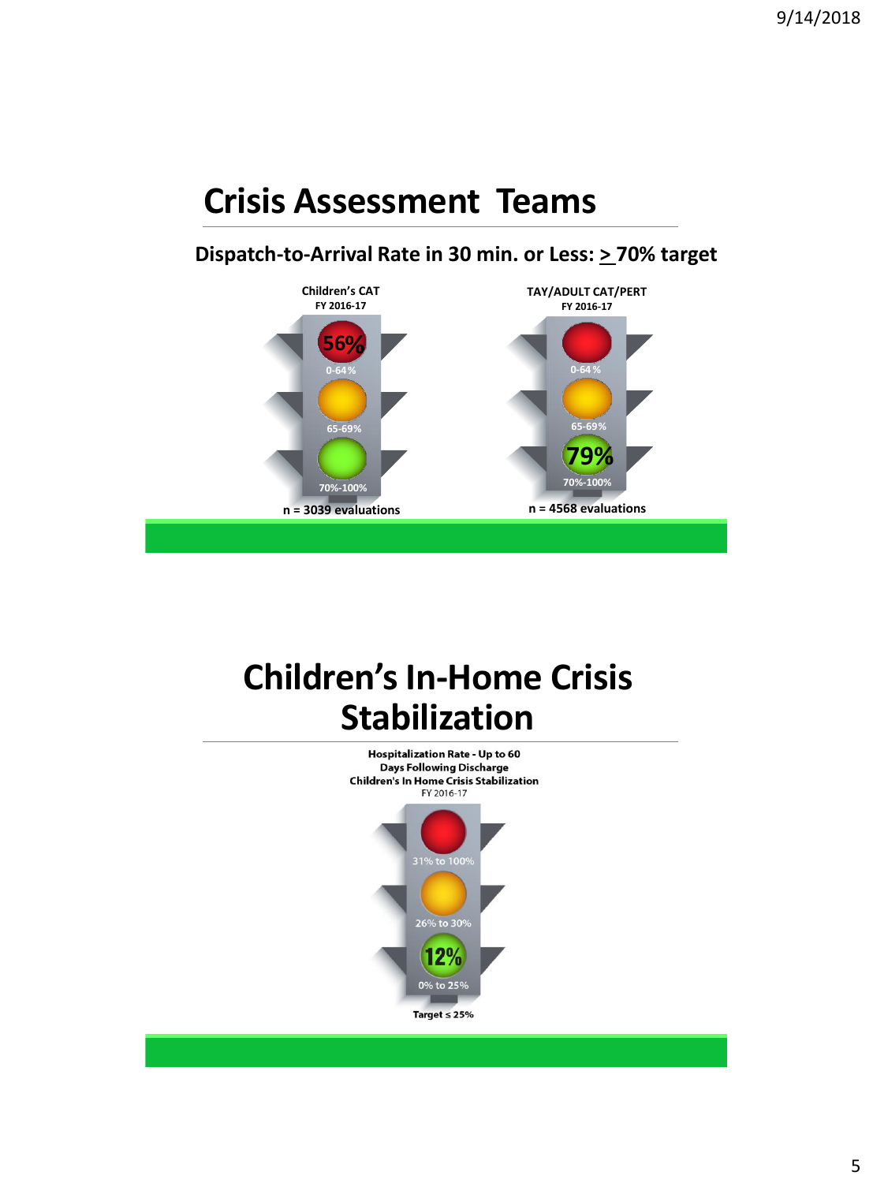# Crisis Assessment Teams

**Dispatch-to-Arrival Rate in 30 min. or Less: > 70% target**

**Children's CAT**
**FY 2016-17**

- 56% (0-64%)
- 65-69%
- 70%-100%

n = 3039 evaluations

**TAY/ADULT CAT/PERT**
**FY 2016-17**

- 0-64%
- 65-69%
- 79% (70%-100%)

n = 4568 evaluations

# Children's In-Home Crisis Stabilization

**Hospitalization Rate - Up to 60 Days Following Discharge**
**Children's In Home Crisis Stabilization**
FY 2016-17

- 31% to 100%
- 26% to 30%
- 12% (0% to 25%)

**Target ≤ 25%**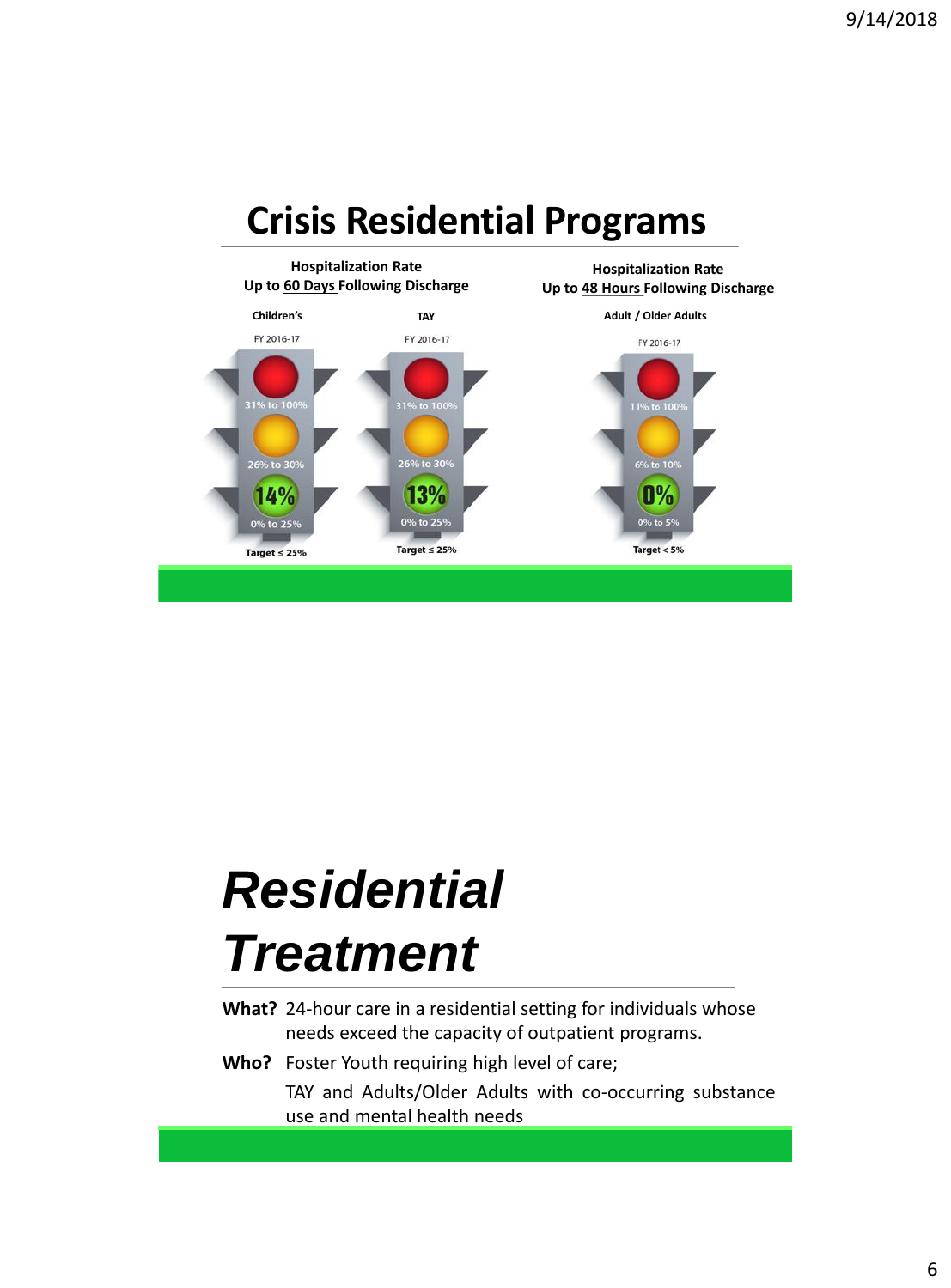# Crisis Residential Programs

**Hospitalization Rate**
**Up to 60 Days Following Discharge**

| | Children's | TAY |
|---|---|---|
| | FY 2016-17 | FY 2016-17 |
| Red | 31% to 100% | 31% to 100% |
| Yellow | 26% to 30% | 26% to 30% |
| Green | 0% to 25% | 0% to 25% |
| Result | 14% | 13% |
| | Target ≤ 25% | Target ≤ 25% |

**Hospitalization Rate**
**Up to 48 Hours Following Discharge**

| | Adult / Older Adults |
|---|---|
| | FY 2016-17 |
| Red | 11% to 100% |
| Yellow | 6% to 10% |
| Green | 0% to 5% |
| Result | 0% |
| | Target < 5% |

# *Residential Treatment*

**What?** 24-hour care in a residential setting for individuals whose needs exceed the capacity of outpatient programs.

**Who?** Foster Youth requiring high level of care;

TAY and Adults/Older Adults with co-occurring substance use and mental health needs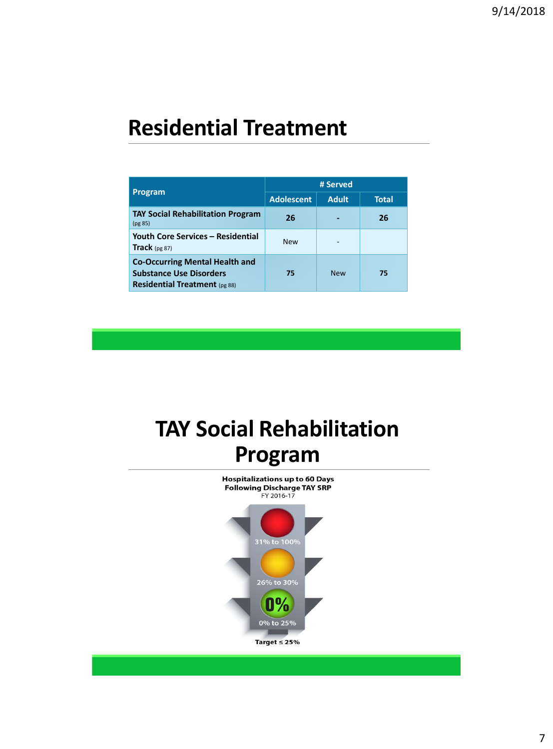# Residential Treatment

| Program | # Served | | |
|---|---|---|---|
| | Adolescent | Adult | Total |
| **TAY Social Rehabilitation Program** (pg 85) | **26** | **-** | **26** |
| **Youth Core Services – Residential Track** (pg 87) | New | - | |
| **Co-Occurring Mental Health and Substance Use Disorders Residential Treatment** (pg 88) | **75** | New | **75** |

# TAY Social Rehabilitation Program

**Hospitalizations up to 60 Days Following Discharge TAY SRP**
FY 2016-17

31% to 100%

26% to 30%

0%

0% to 25%

**Target ≤ 25%**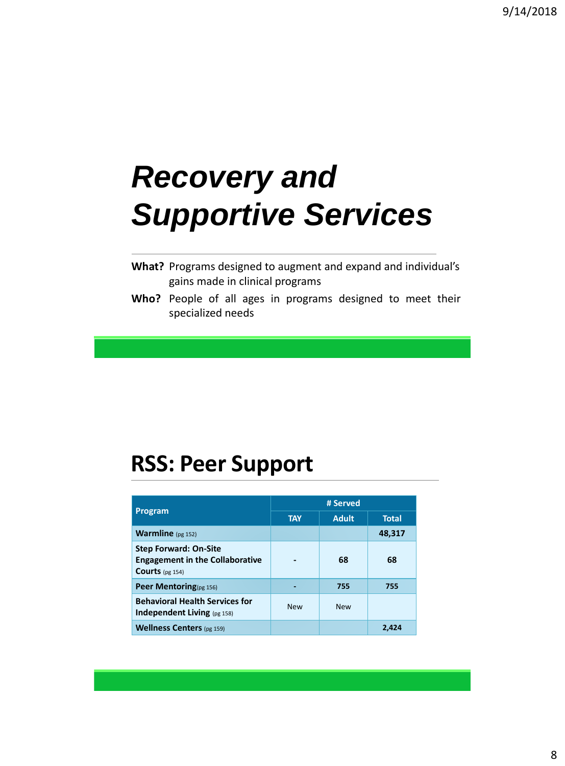# *Recovery and Supportive Services*

**What?** Programs designed to augment and expand and individual's gains made in clinical programs

**Who?** People of all ages in programs designed to meet their specialized needs

## RSS: Peer Support

| Program | # Served | | |
|---|---|---|---|
| | TAY | Adult | Total |
| **Warmline** (pg 152) | | | **48,317** |
| **Step Forward: On-Site Engagement in the Collaborative Courts** (pg 154) | - | 68 | 68 |
| **Peer Mentoring** (pg 156) | - | 755 | 755 |
| **Behavioral Health Services for Independent Living** (pg 158) | New | New | |
| **Wellness Centers** (pg 159) | | | 2,424 |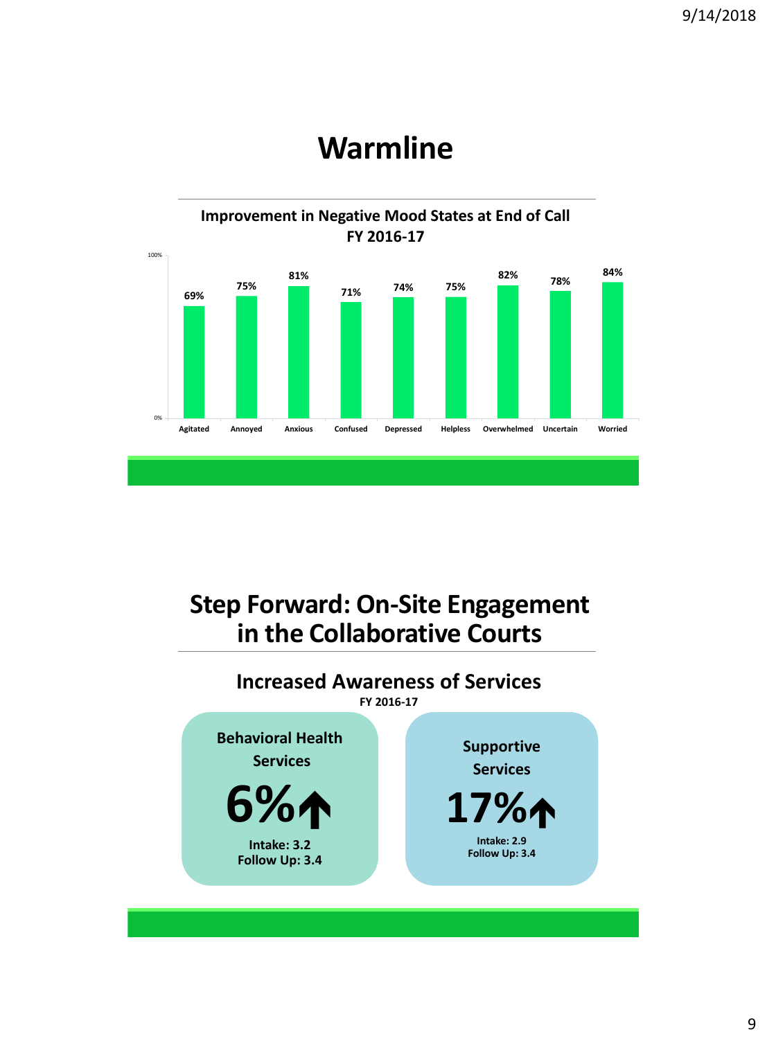# Warmline

### Improvement in Negative Mood States at End of Call
**FY 2016-17**

| Mood State | Improvement |
|---|---|
| Agitated | 69% |
| Annoyed | 75% |
| Anxious | 81% |
| Confused | 71% |
| Depressed | 74% |
| Helpless | 75% |
| Overwhelmed | 82% |
| Uncertain | 78% |
| Worried | 84% |

# Step Forward: On-Site Engagement in the Collaborative Courts

### Increased Awareness of Services
**FY 2016-17**

**Behavioral Health Services**

**6%↑**

**Intake: 3.2**
**Follow Up: 3.4**

**Supportive Services**

**17%↑**

**Intake: 2.9**
**Follow Up: 3.4**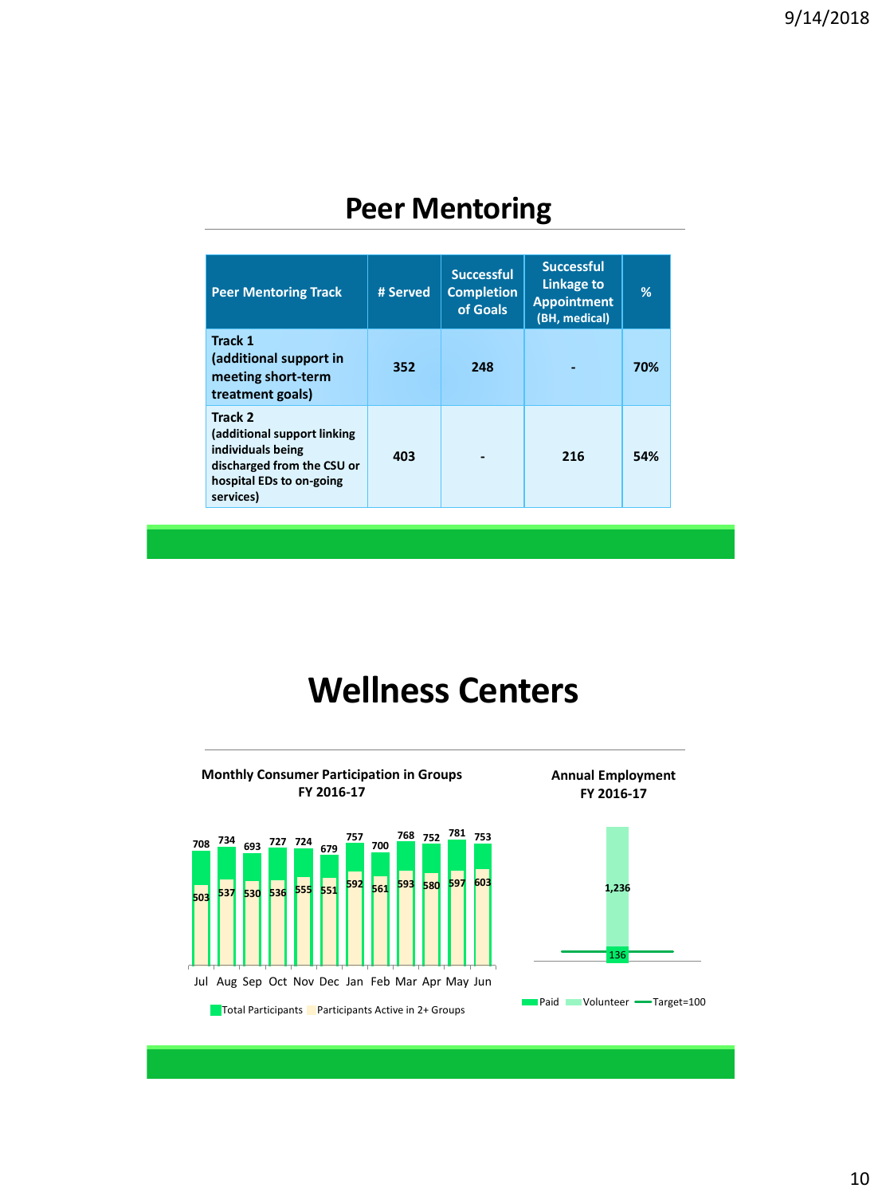# Peer Mentoring

| Peer Mentoring Track | # Served | Successful Completion of Goals | Successful Linkage to Appointment (BH, medical) | % |
|---|---|---|---|---|
| **Track 1** (additional support in meeting short-term treatment goals) | 352 | 248 | - | 70% |
| **Track 2** (additional support linking individuals being discharged from the CSU or hospital EDs to on-going services) | 403 | - | 216 | 54% |

# Wellness Centers

**Monthly Consumer Participation in Groups FY 2016-17**

| Month | Total Participants | Participants Active in 2+ Groups |
|---|---|---|
| Jul | 708 | 503 |
| Aug | 734 | 537 |
| Sep | 693 | 530 |
| Oct | 727 | 536 |
| Nov | 724 | 555 |
| Dec | 679 | 551 |
| Jan | 757 | 592 |
| Feb | 700 | 561 |
| Mar | 768 | 593 |
| Apr | 752 | 580 |
| May | 781 | 597 |
| Jun | 753 | 603 |

**Annual Employment FY 2016-17**

| Paid | Volunteer | Target |
|---|---|---|
| 136 | 1,236 | 100 |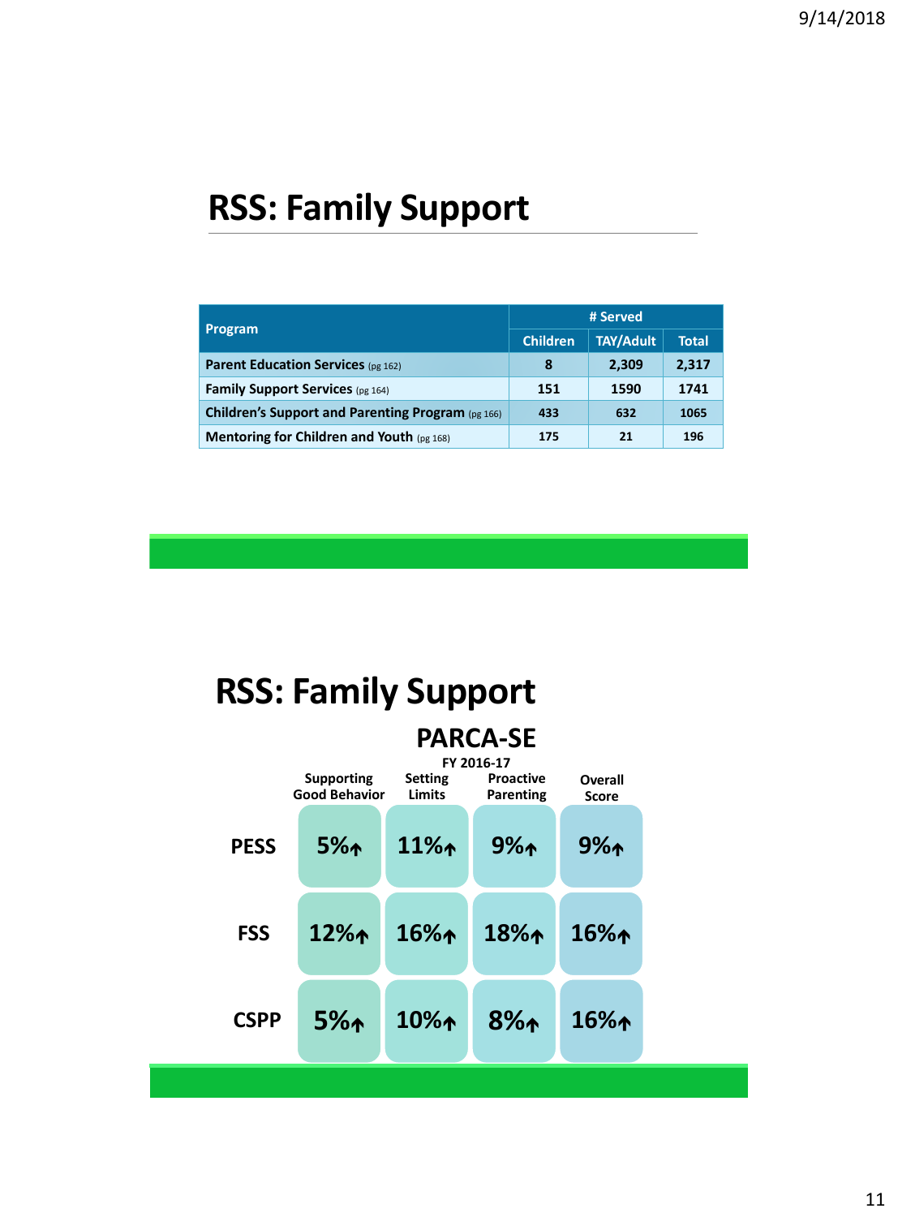# RSS: Family Support

| Program | # Served | | |
|---|---|---|---|
| | Children | TAY/Adult | Total |
| Parent Education Services (pg 162) | 8 | 2,309 | 2,317 |
| Family Support Services (pg 164) | 151 | 1590 | 1741 |
| Children's Support and Parenting Program (pg 166) | 433 | 632 | 1065 |
| Mentoring for Children and Youth (pg 168) | 175 | 21 | 196 |

# RSS: Family Support

## PARCA-SE

FY 2016-17

| | Supporting Good Behavior | Setting Limits | Proactive Parenting | Overall Score |
|---|---|---|---|---|
| PESS | 5%↑ | 11%↑ | 9%↑ | 9%↑ |
| FSS | 12%↑ | 16%↑ | 18%↑ | 16%↑ |
| CSPP | 5%↑ | 10%↑ | 8%↑ | 16%↑ |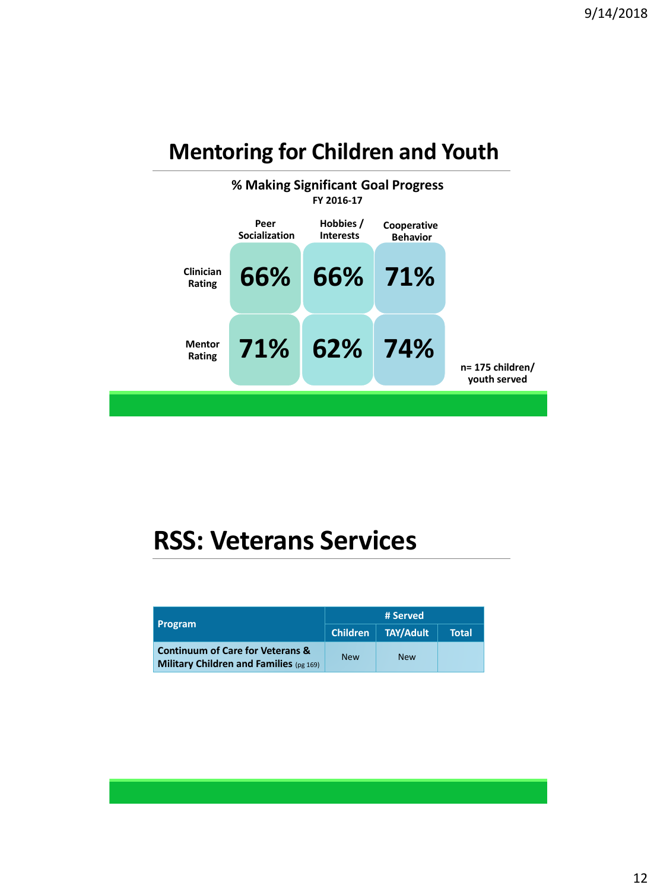## Mentoring for Children and Youth

**% Making Significant Goal Progress**
**FY 2016-17**

| | Peer Socialization | Hobbies / Interests | Cooperative Behavior |
|---|---|---|---|
| Clinician Rating | 66% | 66% | 71% |
| Mentor Rating | 71% | 62% | 74% |

n= 175 children/ youth served

## RSS: Veterans Services

| Program | # Served | | |
|---|---|---|---|
| | Children | TAY/Adult | Total |
| Continuum of Care for Veterans & Military Children and Families (pg 169) | New | New | |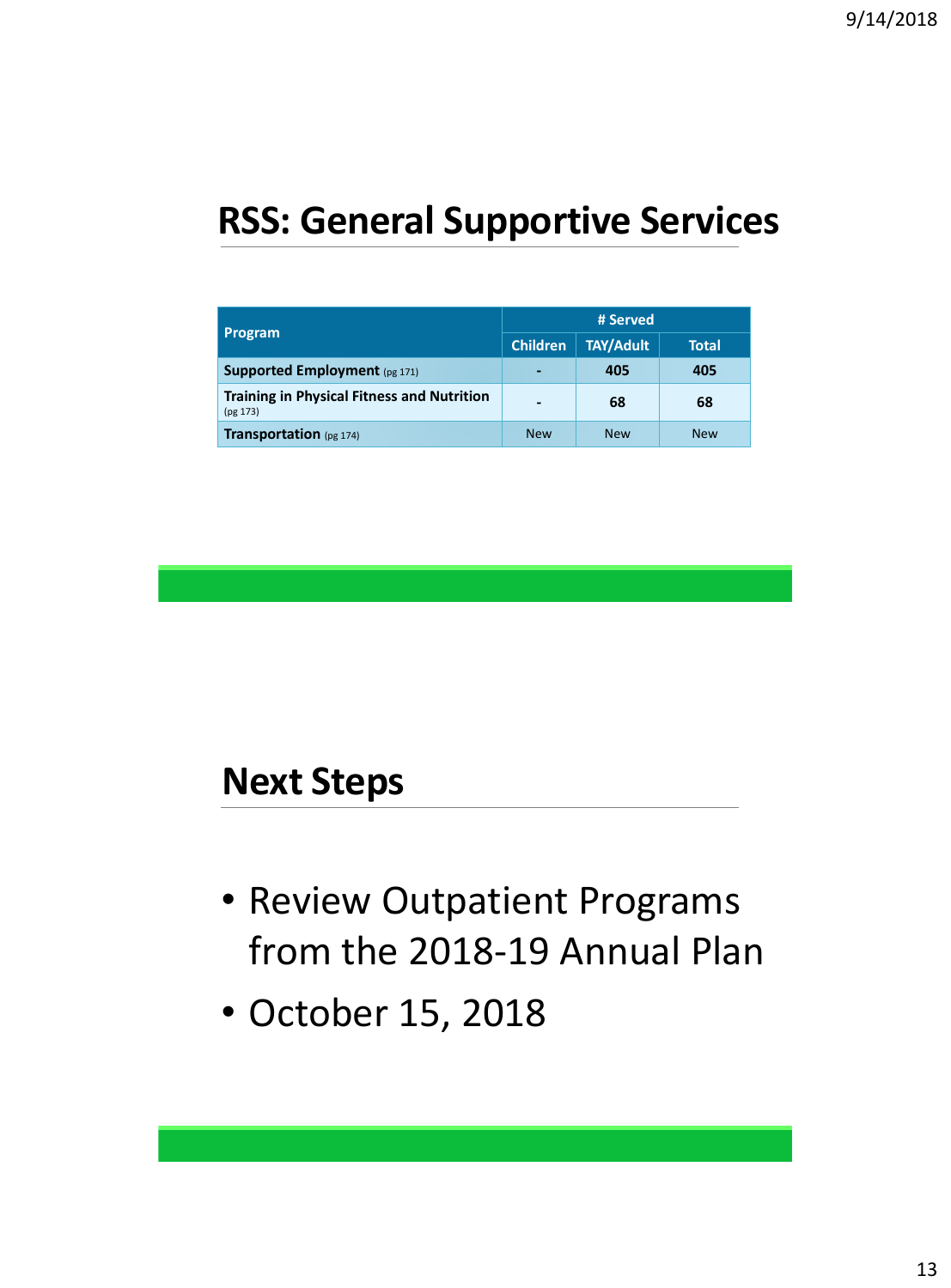## RSS: General Supportive Services

| Program | # Served | | |
|---|---|---|---|
| | Children | TAY/Adult | Total |
| **Supported Employment** (pg 171) | - | 405 | 405 |
| **Training in Physical Fitness and Nutrition** (pg 173) | - | 68 | 68 |
| **Transportation** (pg 174) | New | New | New |

## Next Steps

- Review Outpatient Programs from the 2018-19 Annual Plan
- October 15, 2018